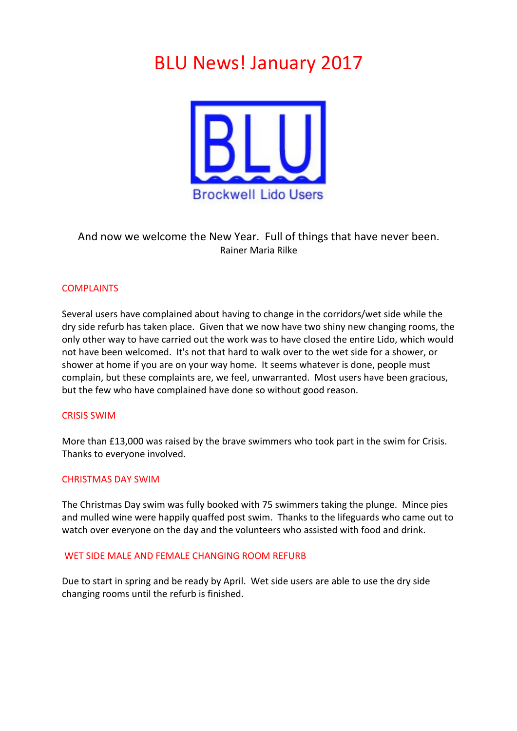# BLU News! January 2017

BLU
Brockwell Lido Users

And now we welcome the New Year. Full of things that have never been.
Rainer Maria Rilke

## COMPLAINTS

Several users have complained about having to change in the corridors/wet side while the dry side refurb has taken place. Given that we now have two shiny new changing rooms, the only other way to have carried out the work was to have closed the entire Lido, which would not have been welcomed. It's not that hard to walk over to the wet side for a shower, or shower at home if you are on your way home. It seems whatever is done, people must complain, but these complaints are, we feel, unwarranted. Most users have been gracious, but the few who have complained have done so without good reason.

## CRISIS SWIM

More than £13,000 was raised by the brave swimmers who took part in the swim for Crisis. Thanks to everyone involved.

## CHRISTMAS DAY SWIM

The Christmas Day swim was fully booked with 75 swimmers taking the plunge. Mince pies and mulled wine were happily quaffed post swim. Thanks to the lifeguards who came out to watch over everyone on the day and the volunteers who assisted with food and drink.

## WET SIDE MALE AND FEMALE CHANGING ROOM REFURB

Due to start in spring and be ready by April. Wet side users are able to use the dry side changing rooms until the refurb is finished.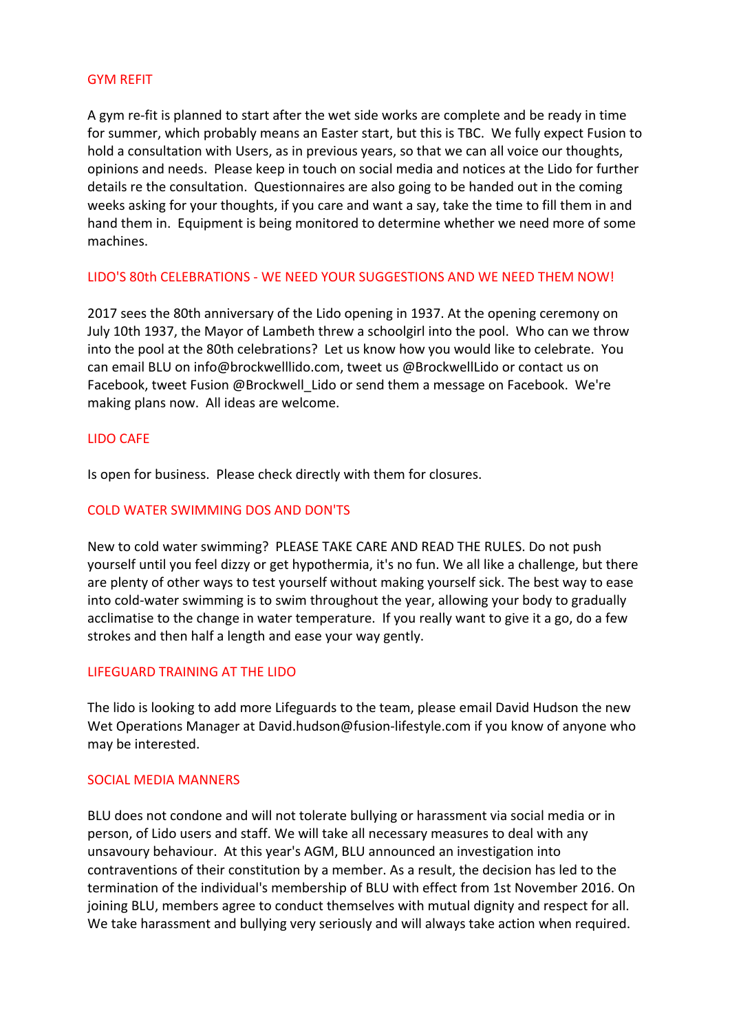## GYM REFIT

A gym re-fit is planned to start after the wet side works are complete and be ready in time for summer, which probably means an Easter start, but this is TBC. We fully expect Fusion to hold a consultation with Users, as in previous years, so that we can all voice our thoughts, opinions and needs. Please keep in touch on social media and notices at the Lido for further details re the consultation. Questionnaires are also going to be handed out in the coming weeks asking for your thoughts, if you care and want a say, take the time to fill them in and hand them in. Equipment is being monitored to determine whether we need more of some machines.

## LIDO'S 80th CELEBRATIONS - WE NEED YOUR SUGGESTIONS AND WE NEED THEM NOW!

2017 sees the 80th anniversary of the Lido opening in 1937. At the opening ceremony on July 10th 1937, the Mayor of Lambeth threw a schoolgirl into the pool. Who can we throw into the pool at the 80th celebrations? Let us know how you would like to celebrate. You can email BLU on info@brockwelllido.com, tweet us @BrockwellLido or contact us on Facebook, tweet Fusion @Brockwell_Lido or send them a message on Facebook. We're making plans now. All ideas are welcome.

## LIDO CAFE

Is open for business. Please check directly with them for closures.

## COLD WATER SWIMMING DOS AND DON'TS

New to cold water swimming? PLEASE TAKE CARE AND READ THE RULES. Do not push yourself until you feel dizzy or get hypothermia, it's no fun. We all like a challenge, but there are plenty of other ways to test yourself without making yourself sick. The best way to ease into cold-water swimming is to swim throughout the year, allowing your body to gradually acclimatise to the change in water temperature. If you really want to give it a go, do a few strokes and then half a length and ease your way gently.

## LIFEGUARD TRAINING AT THE LIDO

The lido is looking to add more Lifeguards to the team, please email David Hudson the new Wet Operations Manager at David.hudson@fusion-lifestyle.com if you know of anyone who may be interested.

## SOCIAL MEDIA MANNERS

BLU does not condone and will not tolerate bullying or harassment via social media or in person, of Lido users and staff. We will take all necessary measures to deal with any unsavoury behaviour. At this year's AGM, BLU announced an investigation into contraventions of their constitution by a member. As a result, the decision has led to the termination of the individual's membership of BLU with effect from 1st November 2016. On joining BLU, members agree to conduct themselves with mutual dignity and respect for all. We take harassment and bullying very seriously and will always take action when required.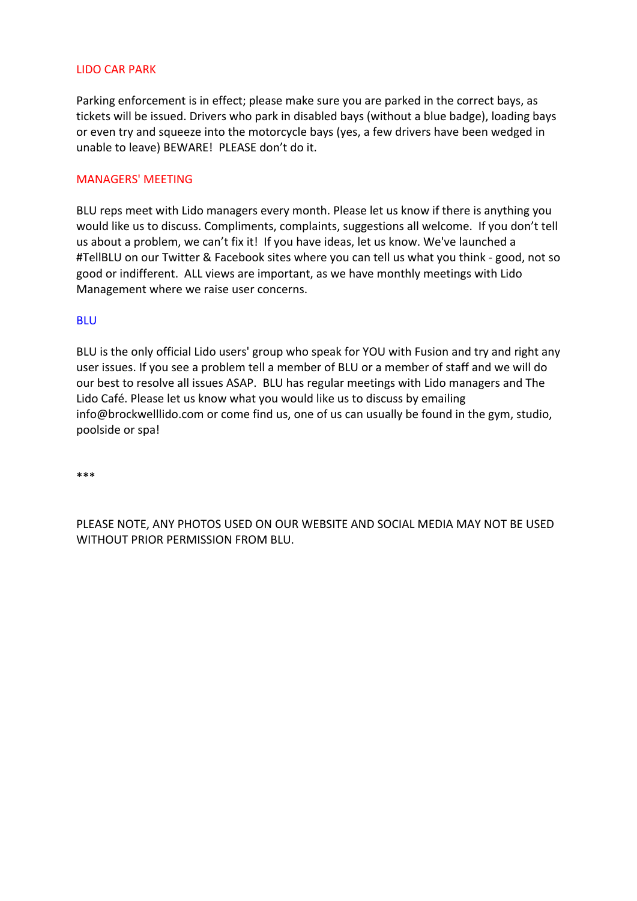## LIDO CAR PARK

Parking enforcement is in effect; please make sure you are parked in the correct bays, as tickets will be issued. Drivers who park in disabled bays (without a blue badge), loading bays or even try and squeeze into the motorcycle bays (yes, a few drivers have been wedged in unable to leave) BEWARE! PLEASE don't do it.

## MANAGERS' MEETING

BLU reps meet with Lido managers every month. Please let us know if there is anything you would like us to discuss. Compliments, complaints, suggestions all welcome. If you don't tell us about a problem, we can't fix it! If you have ideas, let us know. We've launched a #TellBLU on our Twitter & Facebook sites where you can tell us what you think - good, not so good or indifferent. ALL views are important, as we have monthly meetings with Lido Management where we raise user concerns.

## BLU

BLU is the only official Lido users' group who speak for YOU with Fusion and try and right any user issues. If you see a problem tell a member of BLU or a member of staff and we will do our best to resolve all issues ASAP. BLU has regular meetings with Lido managers and The Lido Café. Please let us know what you would like us to discuss by emailing info@brockwelllido.com or come find us, one of us can usually be found in the gym, studio, poolside or spa!

***

PLEASE NOTE, ANY PHOTOS USED ON OUR WEBSITE AND SOCIAL MEDIA MAY NOT BE USED WITHOUT PRIOR PERMISSION FROM BLU.